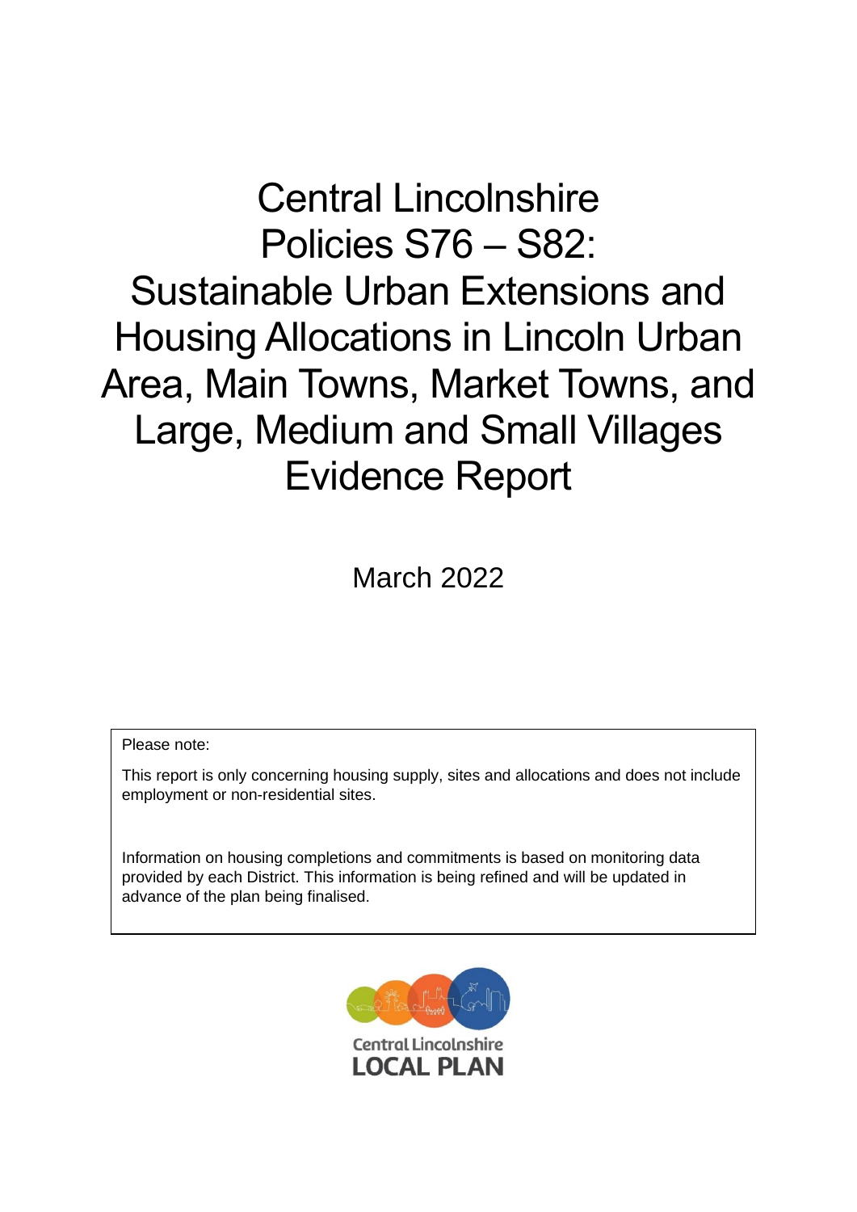# Central Lincolnshire Policies S76 – S82: Sustainable Urban Extensions and Housing Allocations in Lincoln Urban Area, Main Towns, Market Towns, and Large, Medium and Small Villages Evidence Report

March 2022

Please note:

This report is only concerning housing supply, sites and allocations and does not include employment or non-residential sites.

Information on housing completions and commitments is based on monitoring data provided by each District. This information is being refined and will be updated in advance of the plan being finalised.

Central Lincolnshire
LOCAL PLAN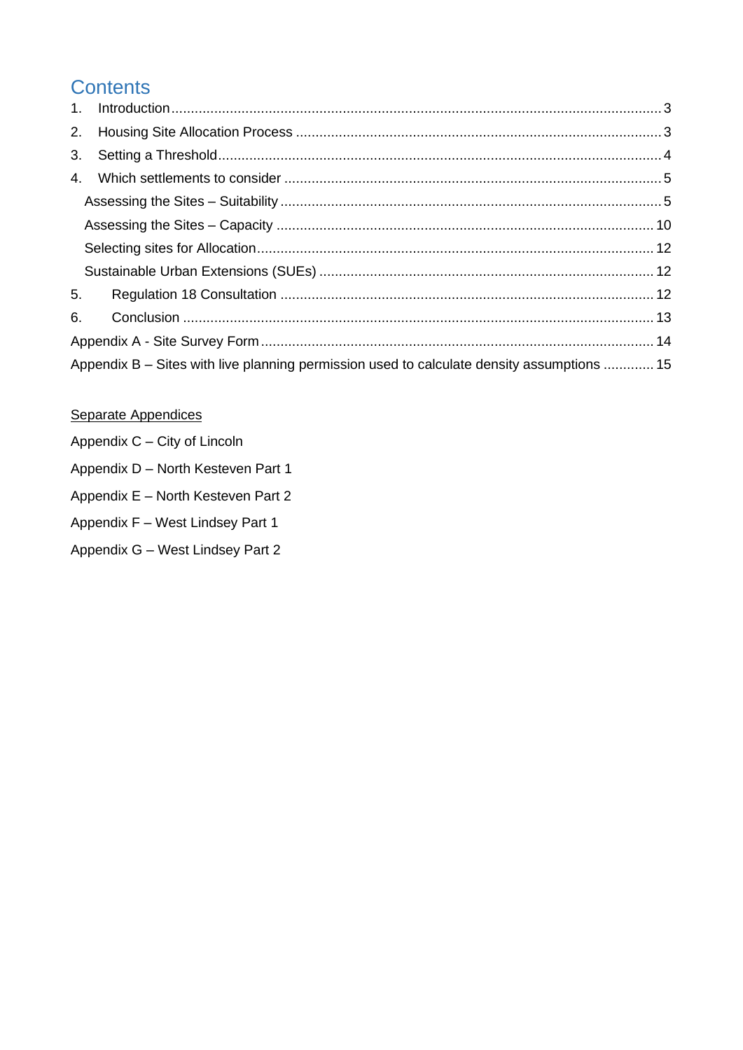# Contents

1. Introduction ... 3
2. Housing Site Allocation Process ... 3
3. Setting a Threshold ... 4
4. Which settlements to consider ... 5
   - Assessing the Sites – Suitability ... 5
   - Assessing the Sites – Capacity ... 10
   - Selecting sites for Allocation ... 12
   - Sustainable Urban Extensions (SUEs) ... 12
5. Regulation 18 Consultation ... 12
6. Conclusion ... 13

Appendix A - Site Survey Form ... 14

Appendix B – Sites with live planning permission used to calculate density assumptions ... 15

Separate Appendices

Appendix C – City of Lincoln

Appendix D – North Kesteven Part 1

Appendix E – North Kesteven Part 2

Appendix F – West Lindsey Part 1

Appendix G – West Lindsey Part 2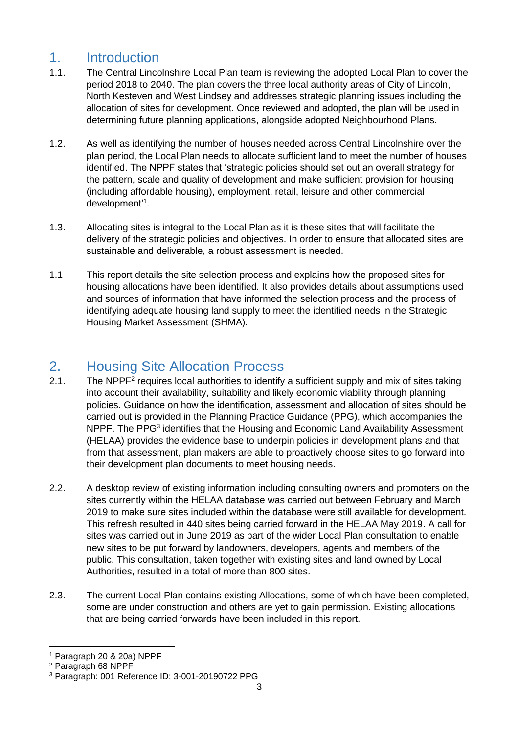# 1. Introduction

1.1. The Central Lincolnshire Local Plan team is reviewing the adopted Local Plan to cover the period 2018 to 2040. The plan covers the three local authority areas of City of Lincoln, North Kesteven and West Lindsey and addresses strategic planning issues including the allocation of sites for development. Once reviewed and adopted, the plan will be used in determining future planning applications, alongside adopted Neighbourhood Plans.

1.2. As well as identifying the number of houses needed across Central Lincolnshire over the plan period, the Local Plan needs to allocate sufficient land to meet the number of houses identified. The NPPF states that 'strategic policies should set out an overall strategy for the pattern, scale and quality of development and make sufficient provision for housing (including affordable housing), employment, retail, leisure and other commercial development'[1].

1.3. Allocating sites is integral to the Local Plan as it is these sites that will facilitate the delivery of the strategic policies and objectives. In order to ensure that allocated sites are sustainable and deliverable, a robust assessment is needed.

1.1 This report details the site selection process and explains how the proposed sites for housing allocations have been identified. It also provides details about assumptions used and sources of information that have informed the selection process and the process of identifying adequate housing land supply to meet the identified needs in the Strategic Housing Market Assessment (SHMA).

# 2. Housing Site Allocation Process

2.1. The NPPF[2] requires local authorities to identify a sufficient supply and mix of sites taking into account their availability, suitability and likely economic viability through planning policies. Guidance on how the identification, assessment and allocation of sites should be carried out is provided in the Planning Practice Guidance (PPG), which accompanies the NPPF. The PPG[3] identifies that the Housing and Economic Land Availability Assessment (HELAA) provides the evidence base to underpin policies in development plans and that from that assessment, plan makers are able to proactively choose sites to go forward into their development plan documents to meet housing needs.

2.2. A desktop review of existing information including consulting owners and promoters on the sites currently within the HELAA database was carried out between February and March 2019 to make sure sites included within the database were still available for development. This refresh resulted in 440 sites being carried forward in the HELAA May 2019. A call for sites was carried out in June 2019 as part of the wider Local Plan consultation to enable new sites to be put forward by landowners, developers, agents and members of the public. This consultation, taken together with existing sites and land owned by Local Authorities, resulted in a total of more than 800 sites.

2.3. The current Local Plan contains existing Allocations, some of which have been completed, some are under construction and others are yet to gain permission. Existing allocations that are being carried forwards have been included in this report.

---

[1] Paragraph 20 & 20a) NPPF
[2] Paragraph 68 NPPF
[3] Paragraph: 001 Reference ID: 3-001-20190722 PPG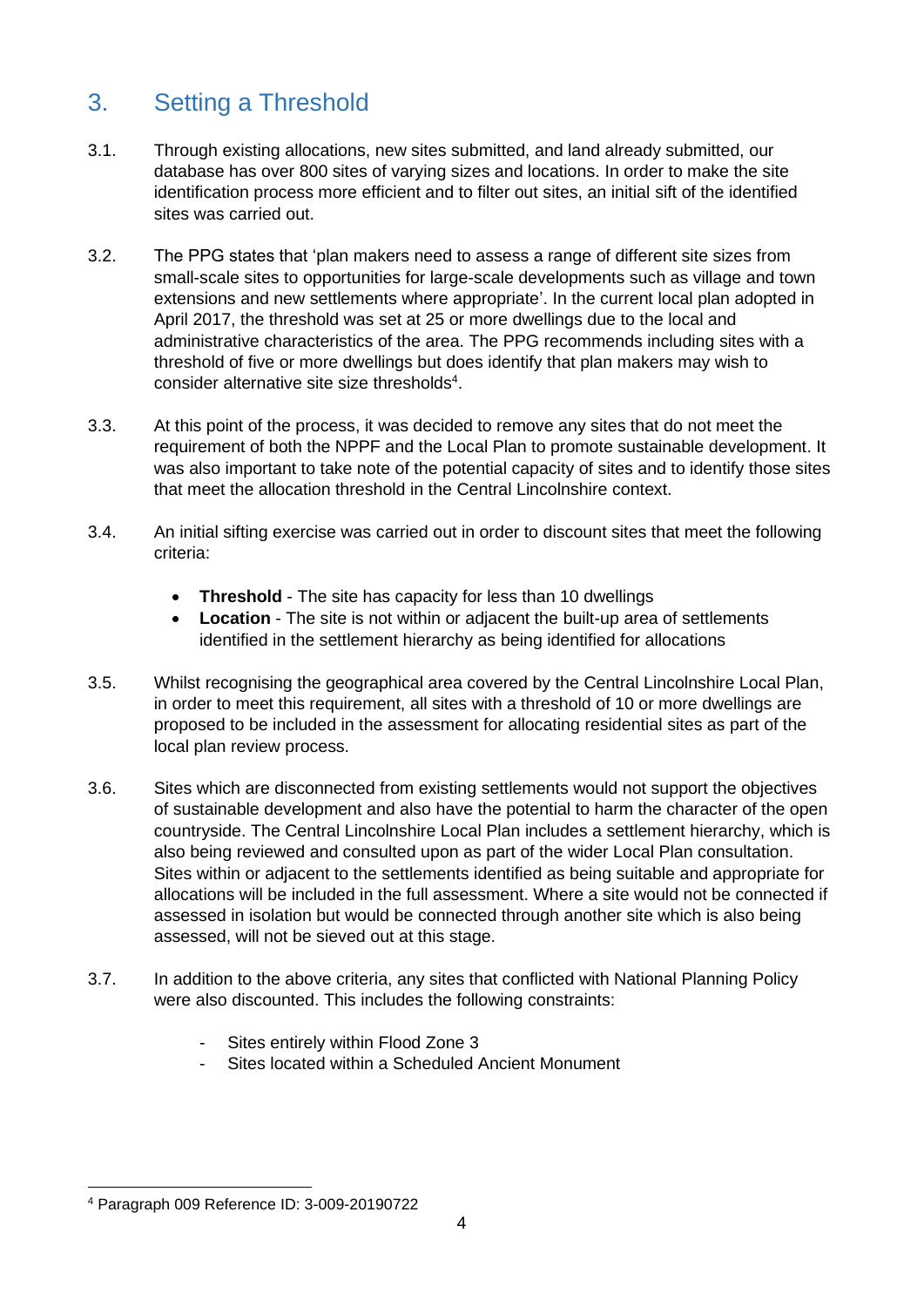## 3. Setting a Threshold

3.1. Through existing allocations, new sites submitted, and land already submitted, our database has over 800 sites of varying sizes and locations. In order to make the site identification process more efficient and to filter out sites, an initial sift of the identified sites was carried out.

3.2. The PPG states that 'plan makers need to assess a range of different site sizes from small-scale sites to opportunities for large-scale developments such as village and town extensions and new settlements where appropriate'. In the current local plan adopted in April 2017, the threshold was set at 25 or more dwellings due to the local and administrative characteristics of the area. The PPG recommends including sites with a threshold of five or more dwellings but does identify that plan makers may wish to consider alternative site size thresholds[4].

3.3. At this point of the process, it was decided to remove any sites that do not meet the requirement of both the NPPF and the Local Plan to promote sustainable development. It was also important to take note of the potential capacity of sites and to identify those sites that meet the allocation threshold in the Central Lincolnshire context.

3.4. An initial sifting exercise was carried out in order to discount sites that meet the following criteria:

- **Threshold** - The site has capacity for less than 10 dwellings
- **Location** - The site is not within or adjacent the built-up area of settlements identified in the settlement hierarchy as being identified for allocations

3.5. Whilst recognising the geographical area covered by the Central Lincolnshire Local Plan, in order to meet this requirement, all sites with a threshold of 10 or more dwellings are proposed to be included in the assessment for allocating residential sites as part of the local plan review process.

3.6. Sites which are disconnected from existing settlements would not support the objectives of sustainable development and also have the potential to harm the character of the open countryside. The Central Lincolnshire Local Plan includes a settlement hierarchy, which is also being reviewed and consulted upon as part of the wider Local Plan consultation. Sites within or adjacent to the settlements identified as being suitable and appropriate for allocations will be included in the full assessment. Where a site would not be connected if assessed in isolation but would be connected through another site which is also being assessed, will not be sieved out at this stage.

3.7. In addition to the above criteria, any sites that conflicted with National Planning Policy were also discounted. This includes the following constraints:

- Sites entirely within Flood Zone 3
- Sites located within a Scheduled Ancient Monument

[4] Paragraph 009 Reference ID: 3-009-20190722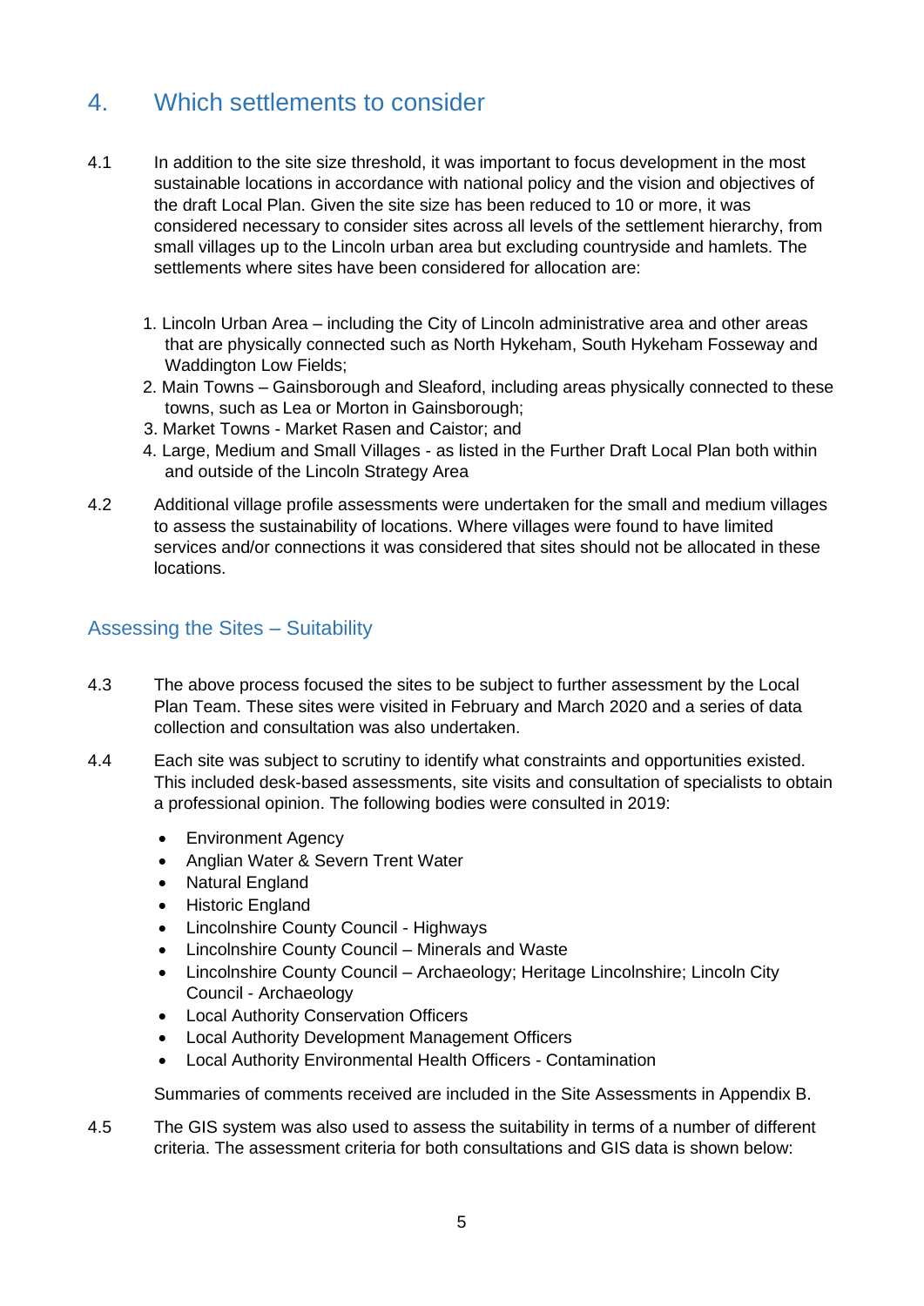## 4. Which settlements to consider

4.1 In addition to the site size threshold, it was important to focus development in the most sustainable locations in accordance with national policy and the vision and objectives of the draft Local Plan. Given the site size has been reduced to 10 or more, it was considered necessary to consider sites across all levels of the settlement hierarchy, from small villages up to the Lincoln urban area but excluding countryside and hamlets. The settlements where sites have been considered for allocation are:

1. Lincoln Urban Area – including the City of Lincoln administrative area and other areas that are physically connected such as North Hykeham, South Hykeham Fosseway and Waddington Low Fields;
2. Main Towns – Gainsborough and Sleaford, including areas physically connected to these towns, such as Lea or Morton in Gainsborough;
3. Market Towns - Market Rasen and Caistor; and
4. Large, Medium and Small Villages - as listed in the Further Draft Local Plan both within and outside of the Lincoln Strategy Area

4.2 Additional village profile assessments were undertaken for the small and medium villages to assess the sustainability of locations. Where villages were found to have limited services and/or connections it was considered that sites should not be allocated in these locations.

### Assessing the Sites – Suitability

4.3 The above process focused the sites to be subject to further assessment by the Local Plan Team. These sites were visited in February and March 2020 and a series of data collection and consultation was also undertaken.

4.4 Each site was subject to scrutiny to identify what constraints and opportunities existed. This included desk-based assessments, site visits and consultation of specialists to obtain a professional opinion. The following bodies were consulted in 2019:

- Environment Agency
- Anglian Water & Severn Trent Water
- Natural England
- Historic England
- Lincolnshire County Council - Highways
- Lincolnshire County Council – Minerals and Waste
- Lincolnshire County Council – Archaeology; Heritage Lincolnshire; Lincoln City Council - Archaeology
- Local Authority Conservation Officers
- Local Authority Development Management Officers
- Local Authority Environmental Health Officers - Contamination

Summaries of comments received are included in the Site Assessments in Appendix B.

4.5 The GIS system was also used to assess the suitability in terms of a number of different criteria. The assessment criteria for both consultations and GIS data is shown below: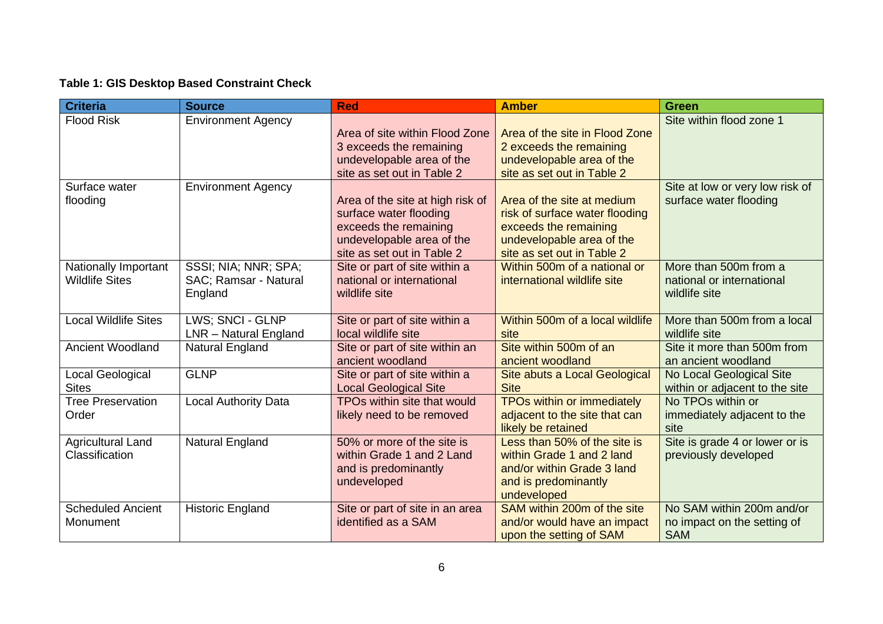**Table 1: GIS Desktop Based Constraint Check**

| Criteria | Source | Red | Amber | Green |
|---|---|---|---|---|
| Flood Risk | Environment Agency | Area of site within Flood Zone 3 exceeds the remaining undevelopable area of the site as set out in Table 2 | Area of the site in Flood Zone 2 exceeds the remaining undevelopable area of the site as set out in Table 2 | Site within flood zone 1 |
| Surface water flooding | Environment Agency | Area of the site at high risk of surface water flooding exceeds the remaining undevelopable area of the site as set out in Table 2 | Area of the site at medium risk of surface water flooding exceeds the remaining undevelopable area of the site as set out in Table 2 | Site at low or very low risk of surface water flooding |
| Nationally Important Wildlife Sites | SSSI; NIA; NNR; SPA; SAC; Ramsar - Natural England | Site or part of site within a national or international wildlife site | Within 500m of a national or international wildlife site | More than 500m from a national or international wildlife site |
| Local Wildlife Sites | LWS; SNCI - GLNP LNR – Natural England | Site or part of site within a local wildlife site | Within 500m of a local wildlife site | More than 500m from a local wildlife site |
| Ancient Woodland | Natural England | Site or part of site within an ancient woodland | Site within 500m of an ancient woodland | Site it more than 500m from an ancient woodland |
| Local Geological Sites | GLNP | Site or part of site within a Local Geological Site | Site abuts a Local Geological Site | No Local Geological Site within or adjacent to the site |
| Tree Preservation Order | Local Authority Data | TPOs within site that would likely need to be removed | TPOs within or immediately adjacent to the site that can likely be retained | No TPOs within or immediately adjacent to the site |
| Agricultural Land Classification | Natural England | 50% or more of the site is within Grade 1 and 2 Land and is predominantly undeveloped | Less than 50% of the site is within Grade 1 and 2 land and/or within Grade 3 land and is predominantly undeveloped | Site is grade 4 or lower or is previously developed |
| Scheduled Ancient Monument | Historic England | Site or part of site in an area identified as a SAM | SAM within 200m of the site and/or would have an impact upon the setting of SAM | No SAM within 200m and/or no impact on the setting of SAM |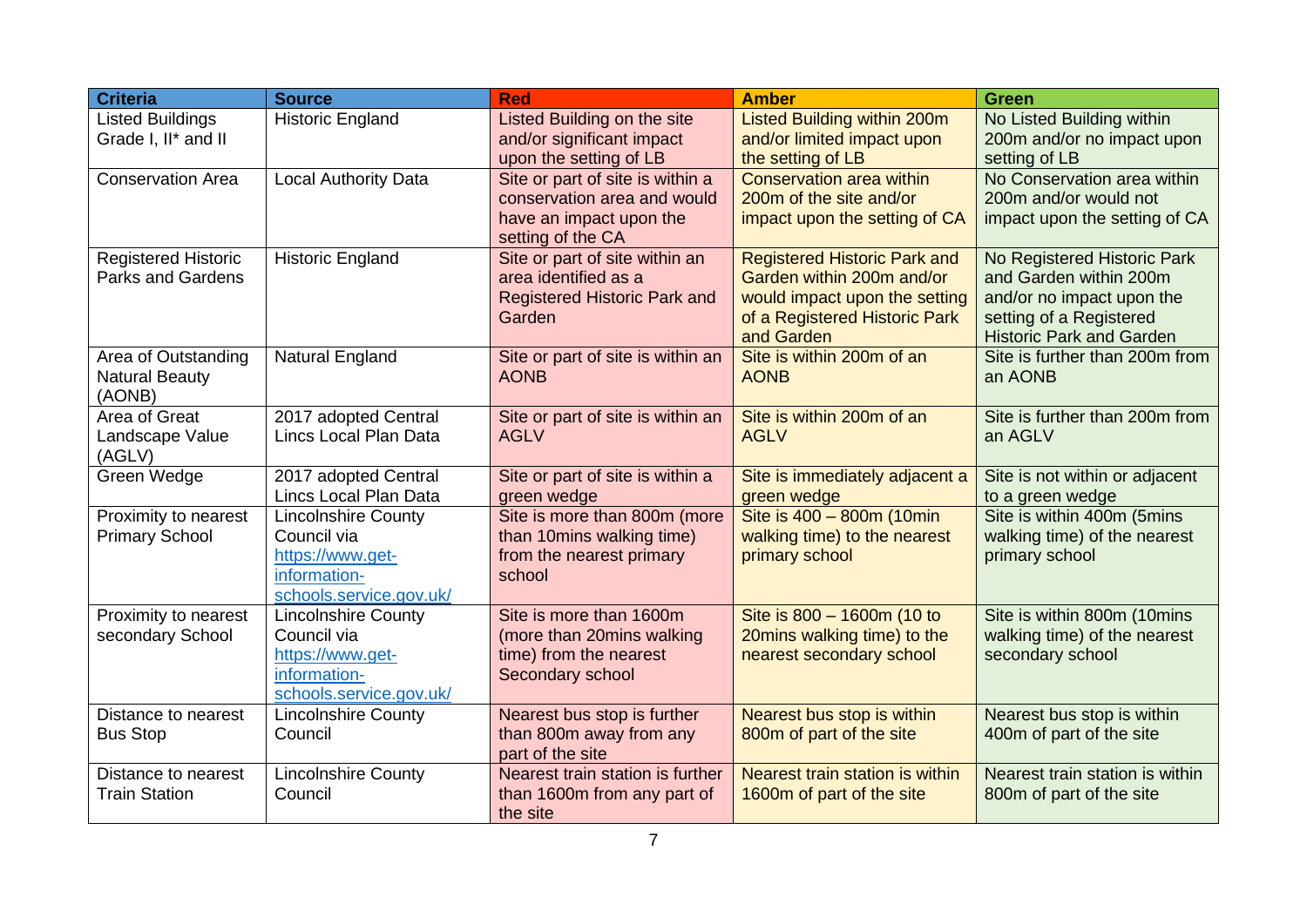| Criteria | Source | Red | Amber | Green |
|---|---|---|---|---|
| Listed Buildings Grade I, II* and II | Historic England | Listed Building on the site and/or significant impact upon the setting of LB | Listed Building within 200m and/or limited impact upon the setting of LB | No Listed Building within 200m and/or no impact upon setting of LB |
| Conservation Area | Local Authority Data | Site or part of site is within a conservation area and would have an impact upon the setting of the CA | Conservation area within 200m of the site and/or impact upon the setting of CA | No Conservation area within 200m and/or would not impact upon the setting of CA |
| Registered Historic Parks and Gardens | Historic England | Site or part of site within an area identified as a Registered Historic Park and Garden | Registered Historic Park and Garden within 200m and/or would impact upon the setting of a Registered Historic Park and Garden | No Registered Historic Park and Garden within 200m and/or no impact upon the setting of a Registered Historic Park and Garden |
| Area of Outstanding Natural Beauty (AONB) | Natural England | Site or part of site is within an AONB | Site is within 200m of an AONB | Site is further than 200m from an AONB |
| Area of Great Landscape Value (AGLV) | 2017 adopted Central Lincs Local Plan Data | Site or part of site is within an AGLV | Site is within 200m of an AGLV | Site is further than 200m from an AGLV |
| Green Wedge | 2017 adopted Central Lincs Local Plan Data | Site or part of site is within a green wedge | Site is immediately adjacent a green wedge | Site is not within or adjacent to a green wedge |
| Proximity to nearest Primary School | Lincolnshire County Council via https://www.get-information-schools.service.gov.uk/ | Site is more than 800m (more than 10mins walking time) from the nearest primary school | Site is 400 – 800m (10min walking time) to the nearest primary school | Site is within 400m (5mins walking time) of the nearest primary school |
| Proximity to nearest secondary School | Lincolnshire County Council via https://www.get-information-schools.service.gov.uk/ | Site is more than 1600m (more than 20mins walking time) from the nearest Secondary school | Site is 800 – 1600m (10 to 20mins walking time) to the nearest secondary school | Site is within 800m (10mins walking time) of the nearest secondary school |
| Distance to nearest Bus Stop | Lincolnshire County Council | Nearest bus stop is further than 800m away from any part of the site | Nearest bus stop is within 800m of part of the site | Nearest bus stop is within 400m of part of the site |
| Distance to nearest Train Station | Lincolnshire County Council | Nearest train station is further than 1600m from any part of the site | Nearest train station is within 1600m of part of the site | Nearest train station is within 800m of part of the site |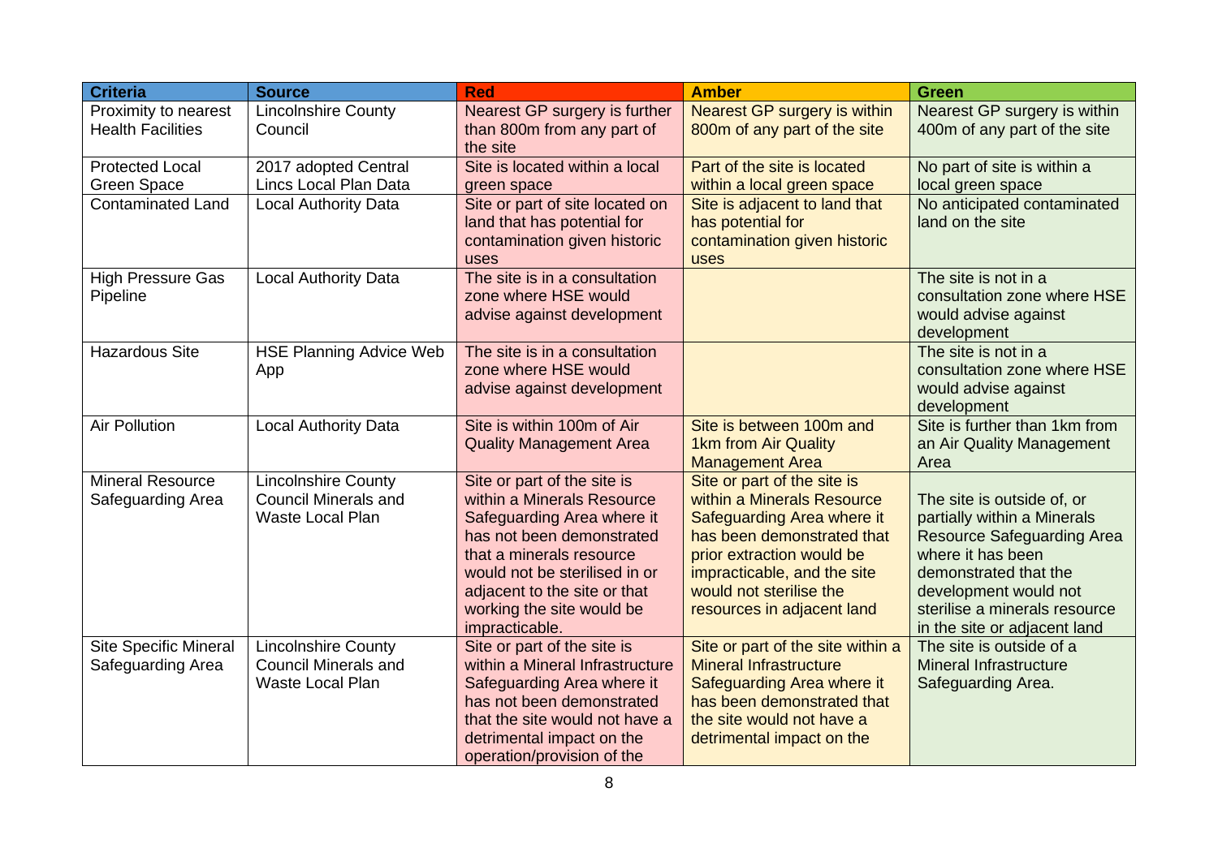| Criteria | Source | Red | Amber | Green |
|---|---|---|---|---|
| Proximity to nearest Health Facilities | Lincolnshire County Council | Nearest GP surgery is further than 800m from any part of the site | Nearest GP surgery is within 800m of any part of the site | Nearest GP surgery is within 400m of any part of the site |
| Protected Local Green Space | 2017 adopted Central Lincs Local Plan Data | Site is located within a local green space | Part of the site is located within a local green space | No part of site is within a local green space |
| Contaminated Land | Local Authority Data | Site or part of site located on land that has potential for contamination given historic uses | Site is adjacent to land that has potential for contamination given historic uses | No anticipated contaminated land on the site |
| High Pressure Gas Pipeline | Local Authority Data | The site is in a consultation zone where HSE would advise against development | | The site is not in a consultation zone where HSE would advise against development |
| Hazardous Site | HSE Planning Advice Web App | The site is in a consultation zone where HSE would advise against development | | The site is not in a consultation zone where HSE would advise against development |
| Air Pollution | Local Authority Data | Site is within 100m of Air Quality Management Area | Site is between 100m and 1km from Air Quality Management Area | Site is further than 1km from an Air Quality Management Area |
| Mineral Resource Safeguarding Area | Lincolnshire County Council Minerals and Waste Local Plan | Site or part of the site is within a Minerals Resource Safeguarding Area where it has not been demonstrated that a minerals resource would not be sterilised in or adjacent to the site or that working the site would be impracticable. | Site or part of the site is within a Minerals Resource Safeguarding Area where it has been demonstrated that prior extraction would be impracticable, and the site would not sterilise the resources in adjacent land | The site is outside of, or partially within a Minerals Resource Safeguarding Area where it has been demonstrated that the development would not sterilise a minerals resource in the site or adjacent land |
| Site Specific Mineral Safeguarding Area | Lincolnshire County Council Minerals and Waste Local Plan | Site or part of the site is within a Mineral Infrastructure Safeguarding Area where it has not been demonstrated that the site would not have a detrimental impact on the operation/provision of the | Site or part of the site within a Mineral Infrastructure Safeguarding Area where it has been demonstrated that the site would not have a detrimental impact on the | The site is outside of a Mineral Infrastructure Safeguarding Area. |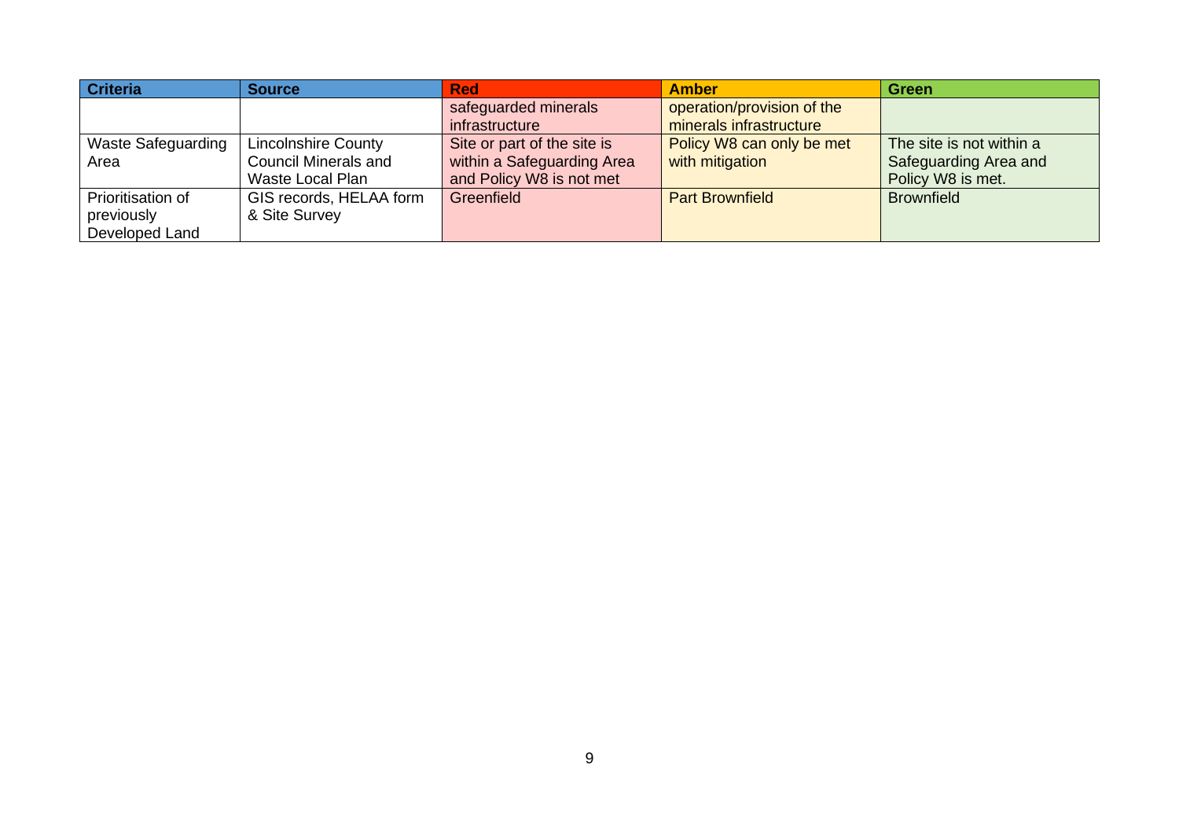| Criteria | Source | Red | Amber | Green |
|---|---|---|---|---|
| | | safeguarded minerals infrastructure | operation/provision of the minerals infrastructure | |
| Waste Safeguarding Area | Lincolnshire County Council Minerals and Waste Local Plan | Site or part of the site is within a Safeguarding Area and Policy W8 is not met | Policy W8 can only be met with mitigation | The site is not within a Safeguarding Area and Policy W8 is met. |
| Prioritisation of previously Developed Land | GIS records, HELAA form & Site Survey | Greenfield | Part Brownfield | Brownfield |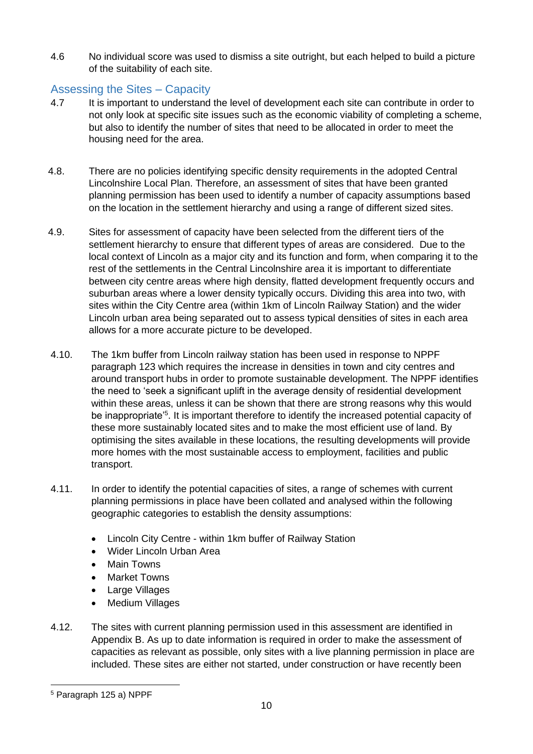4.6 No individual score was used to dismiss a site outright, but each helped to build a picture of the suitability of each site.

## Assessing the Sites – Capacity

4.7 It is important to understand the level of development each site can contribute in order to not only look at specific site issues such as the economic viability of completing a scheme, but also to identify the number of sites that need to be allocated in order to meet the housing need for the area.

4.8. There are no policies identifying specific density requirements in the adopted Central Lincolnshire Local Plan. Therefore, an assessment of sites that have been granted planning permission has been used to identify a number of capacity assumptions based on the location in the settlement hierarchy and using a range of different sized sites.

4.9. Sites for assessment of capacity have been selected from the different tiers of the settlement hierarchy to ensure that different types of areas are considered. Due to the local context of Lincoln as a major city and its function and form, when comparing it to the rest of the settlements in the Central Lincolnshire area it is important to differentiate between city centre areas where high density, flatted development frequently occurs and suburban areas where a lower density typically occurs. Dividing this area into two, with sites within the City Centre area (within 1km of Lincoln Railway Station) and the wider Lincoln urban area being separated out to assess typical densities of sites in each area allows for a more accurate picture to be developed.

4.10. The 1km buffer from Lincoln railway station has been used in response to NPPF paragraph 123 which requires the increase in densities in town and city centres and around transport hubs in order to promote sustainable development. The NPPF identifies the need to 'seek a significant uplift in the average density of residential development within these areas, unless it can be shown that there are strong reasons why this would be inappropriate'[5]. It is important therefore to identify the increased potential capacity of these more sustainably located sites and to make the most efficient use of land. By optimising the sites available in these locations, the resulting developments will provide more homes with the most sustainable access to employment, facilities and public transport.

4.11. In order to identify the potential capacities of sites, a range of schemes with current planning permissions in place have been collated and analysed within the following geographic categories to establish the density assumptions:

- Lincoln City Centre - within 1km buffer of Railway Station
- Wider Lincoln Urban Area
- Main Towns
- Market Towns
- Large Villages
- Medium Villages

4.12. The sites with current planning permission used in this assessment are identified in Appendix B. As up to date information is required in order to make the assessment of capacities as relevant as possible, only sites with a live planning permission in place are included. These sites are either not started, under construction or have recently been

[5] Paragraph 125 a) NPPF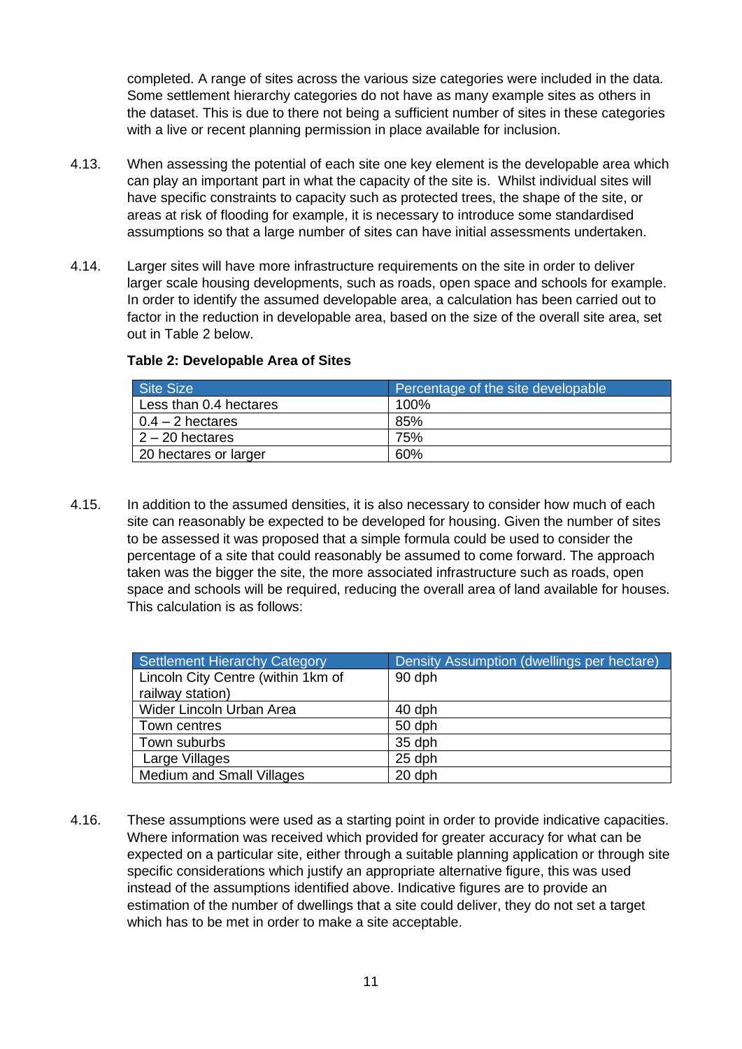completed. A range of sites across the various size categories were included in the data. Some settlement hierarchy categories do not have as many example sites as others in the dataset. This is due to there not being a sufficient number of sites in these categories with a live or recent planning permission in place available for inclusion.

4.13. When assessing the potential of each site one key element is the developable area which can play an important part in what the capacity of the site is. Whilst individual sites will have specific constraints to capacity such as protected trees, the shape of the site, or areas at risk of flooding for example, it is necessary to introduce some standardised assumptions so that a large number of sites can have initial assessments undertaken.

4.14. Larger sites will have more infrastructure requirements on the site in order to deliver larger scale housing developments, such as roads, open space and schools for example. In order to identify the assumed developable area, a calculation has been carried out to factor in the reduction in developable area, based on the size of the overall site area, set out in Table 2 below.

**Table 2: Developable Area of Sites**

| Site Size | Percentage of the site developable |
| --- | --- |
| Less than 0.4 hectares | 100% |
| 0.4 – 2 hectares | 85% |
| 2 – 20 hectares | 75% |
| 20 hectares or larger | 60% |

4.15. In addition to the assumed densities, it is also necessary to consider how much of each site can reasonably be expected to be developed for housing. Given the number of sites to be assessed it was proposed that a simple formula could be used to consider the percentage of a site that could reasonably be assumed to come forward. The approach taken was the bigger the site, the more associated infrastructure such as roads, open space and schools will be required, reducing the overall area of land available for houses. This calculation is as follows:

| Settlement Hierarchy Category | Density Assumption (dwellings per hectare) |
| --- | --- |
| Lincoln City Centre (within 1km of railway station) | 90 dph |
| Wider Lincoln Urban Area | 40 dph |
| Town centres | 50 dph |
| Town suburbs | 35 dph |
| Large Villages | 25 dph |
| Medium and Small Villages | 20 dph |

4.16. These assumptions were used as a starting point in order to provide indicative capacities. Where information was received which provided for greater accuracy for what can be expected on a particular site, either through a suitable planning application or through site specific considerations which justify an appropriate alternative figure, this was used instead of the assumptions identified above. Indicative figures are to provide an estimation of the number of dwellings that a site could deliver, they do not set a target which has to be met in order to make a site acceptable.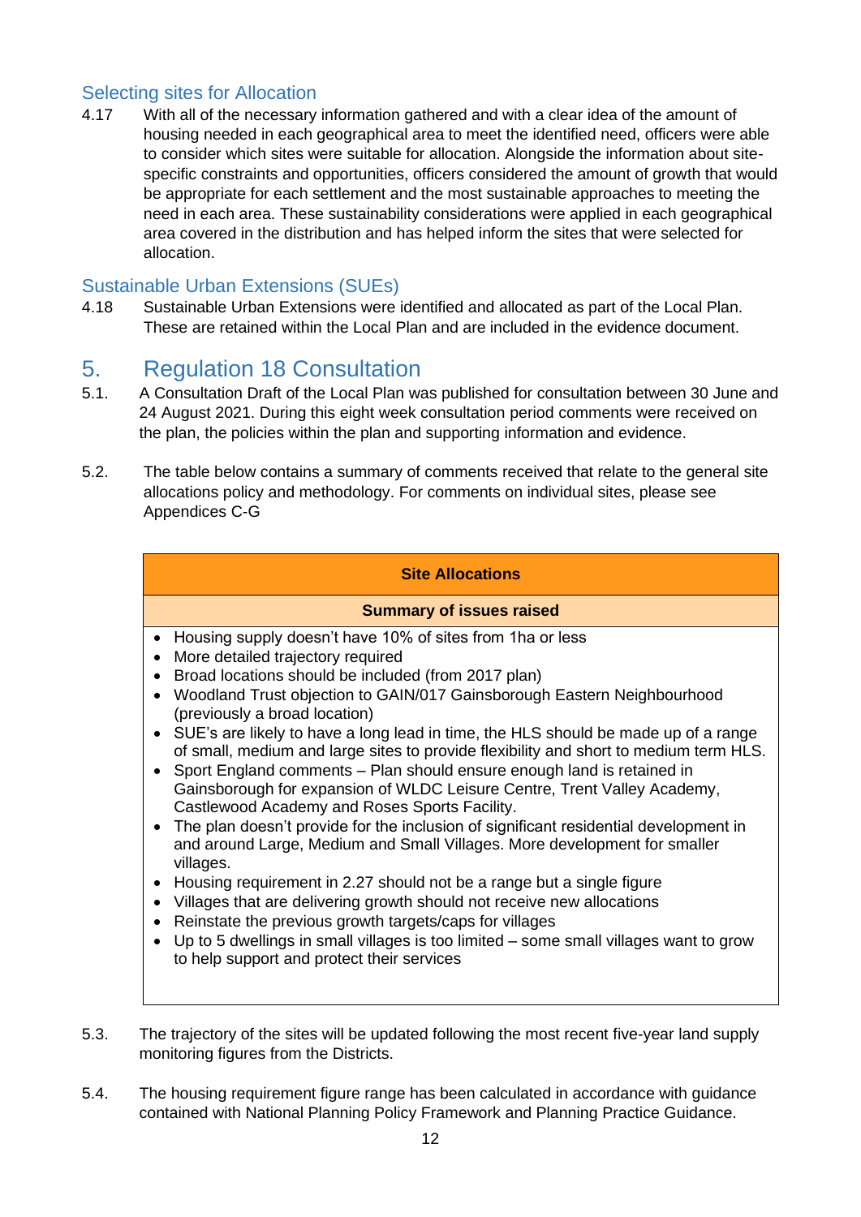### Selecting sites for Allocation

4.17 With all of the necessary information gathered and with a clear idea of the amount of housing needed in each geographical area to meet the identified need, officers were able to consider which sites were suitable for allocation. Alongside the information about site-specific constraints and opportunities, officers considered the amount of growth that would be appropriate for each settlement and the most sustainable approaches to meeting the need in each area. These sustainability considerations were applied in each geographical area covered in the distribution and has helped inform the sites that were selected for allocation.

### Sustainable Urban Extensions (SUEs)

4.18 Sustainable Urban Extensions were identified and allocated as part of the Local Plan. These are retained within the Local Plan and are included in the evidence document.

## 5. Regulation 18 Consultation

5.1. A Consultation Draft of the Local Plan was published for consultation between 30 June and 24 August 2021. During this eight week consultation period comments were received on the plan, the policies within the plan and supporting information and evidence.

5.2. The table below contains a summary of comments received that relate to the general site allocations policy and methodology. For comments on individual sites, please see Appendices C-G

| **Site Allocations** |
|---|
| **Summary of issues raised** |
| • Housing supply doesn't have 10% of sites from 1ha or less<br>• More detailed trajectory required<br>• Broad locations should be included (from 2017 plan)<br>• Woodland Trust objection to GAIN/017 Gainsborough Eastern Neighbourhood (previously a broad location)<br>• SUE's are likely to have a long lead in time, the HLS should be made up of a range of small, medium and large sites to provide flexibility and short to medium term HLS.<br>• Sport England comments – Plan should ensure enough land is retained in Gainsborough for expansion of WLDC Leisure Centre, Trent Valley Academy, Castlewood Academy and Roses Sports Facility.<br>• The plan doesn't provide for the inclusion of significant residential development in and around Large, Medium and Small Villages. More development for smaller villages.<br>• Housing requirement in 2.27 should not be a range but a single figure<br>• Villages that are delivering growth should not receive new allocations<br>• Reinstate the previous growth targets/caps for villages<br>• Up to 5 dwellings in small villages is too limited – some small villages want to grow to help support and protect their services |

5.3. The trajectory of the sites will be updated following the most recent five-year land supply monitoring figures from the Districts.

5.4. The housing requirement figure range has been calculated in accordance with guidance contained with National Planning Policy Framework and Planning Practice Guidance.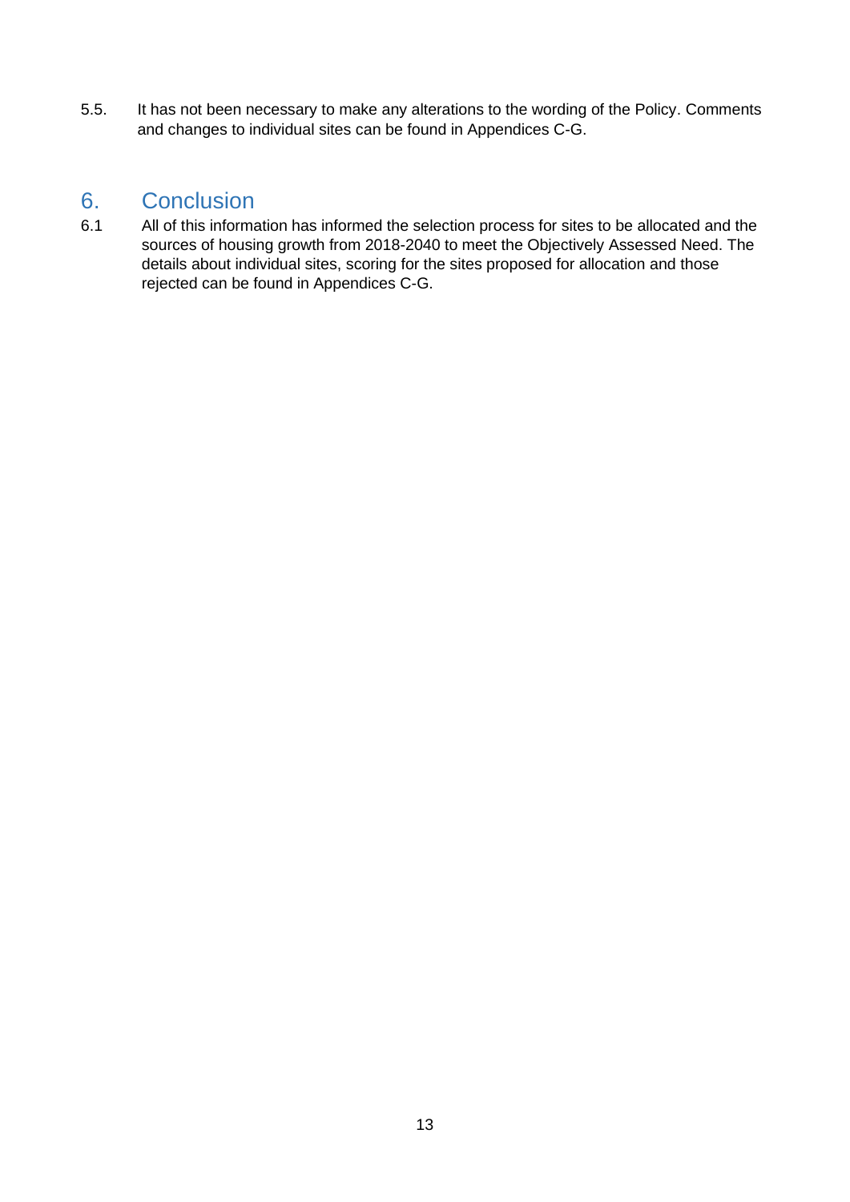5.5. It has not been necessary to make any alterations to the wording of the Policy. Comments and changes to individual sites can be found in Appendices C-G.

## 6. Conclusion

6.1 All of this information has informed the selection process for sites to be allocated and the sources of housing growth from 2018-2040 to meet the Objectively Assessed Need. The details about individual sites, scoring for the sites proposed for allocation and those rejected can be found in Appendices C-G.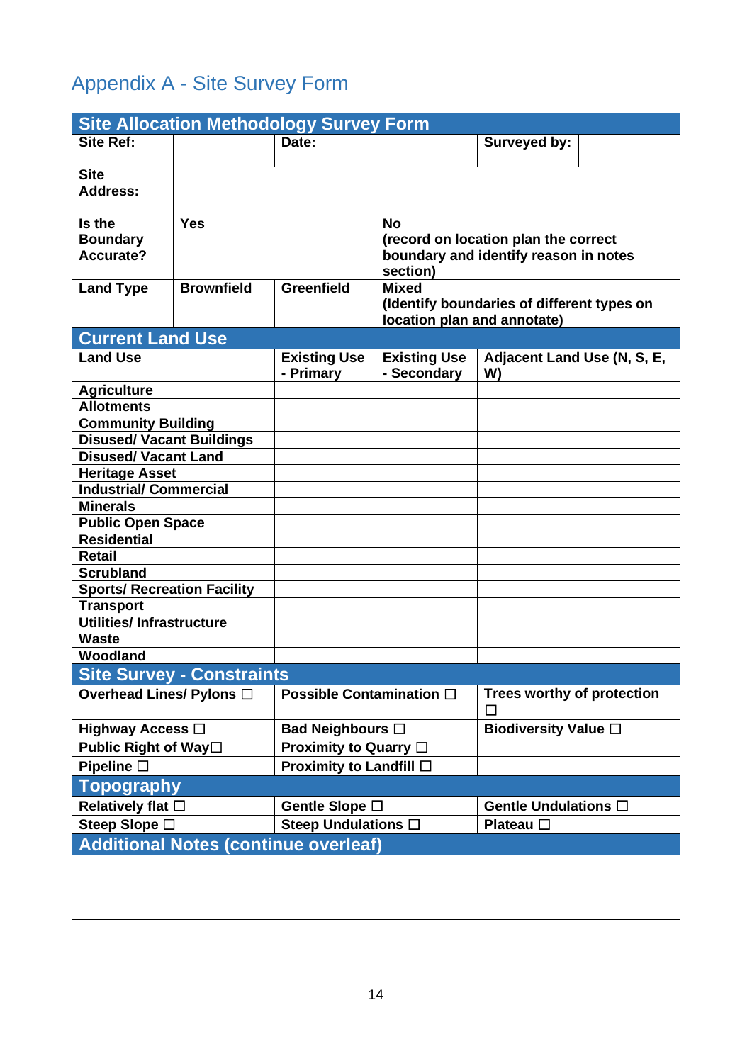# Appendix A - Site Survey Form

| Site Allocation Methodology Survey Form | | | | | |
|---|---|---|---|---|---|
| **Site Ref:** | | **Date:** | | **Surveyed by:** | |
| **Site Address:** | | | | | |
| **Is the Boundary Accurate?** | **Yes** | | **No (record on location plan the correct boundary and identify reason in notes section)** | | |
| **Land Type** | **Brownfield** | **Greenfield** | **Mixed (Identify boundaries of different types on location plan and annotate)** | | |

| Current Land Use | | | |
|---|---|---|---|
| **Land Use** | **Existing Use - Primary** | **Existing Use - Secondary** | **Adjacent Land Use (N, S, E, W)** |
| **Agriculture** | | | |
| **Allotments** | | | |
| **Community Building** | | | |
| **Disused/ Vacant Buildings** | | | |
| **Disused/ Vacant Land** | | | |
| **Heritage Asset** | | | |
| **Industrial/ Commercial** | | | |
| **Minerals** | | | |
| **Public Open Space** | | | |
| **Residential** | | | |
| **Retail** | | | |
| **Scrubland** | | | |
| **Sports/ Recreation Facility** | | | |
| **Transport** | | | |
| **Utilities/ Infrastructure** | | | |
| **Waste** | | | |
| **Woodland** | | | |

| Site Survey - Constraints | | |
|---|---|---|
| **Overhead Lines/ Pylons ☐** | **Possible Contamination ☐** | **Trees worthy of protection ☐** |
| **Highway Access ☐** | **Bad Neighbours ☐** | **Biodiversity Value ☐** |
| **Public Right of Way☐** | **Proximity to Quarry ☐** | |
| **Pipeline ☐** | **Proximity to Landfill ☐** | |

| Topography | | |
|---|---|---|
| **Relatively flat ☐** | **Gentle Slope ☐** | **Gentle Undulations ☐** |
| **Steep Slope ☐** | **Steep Undulations ☐** | **Plateau ☐** |

| Additional Notes (continue overleaf) |
|---|
| |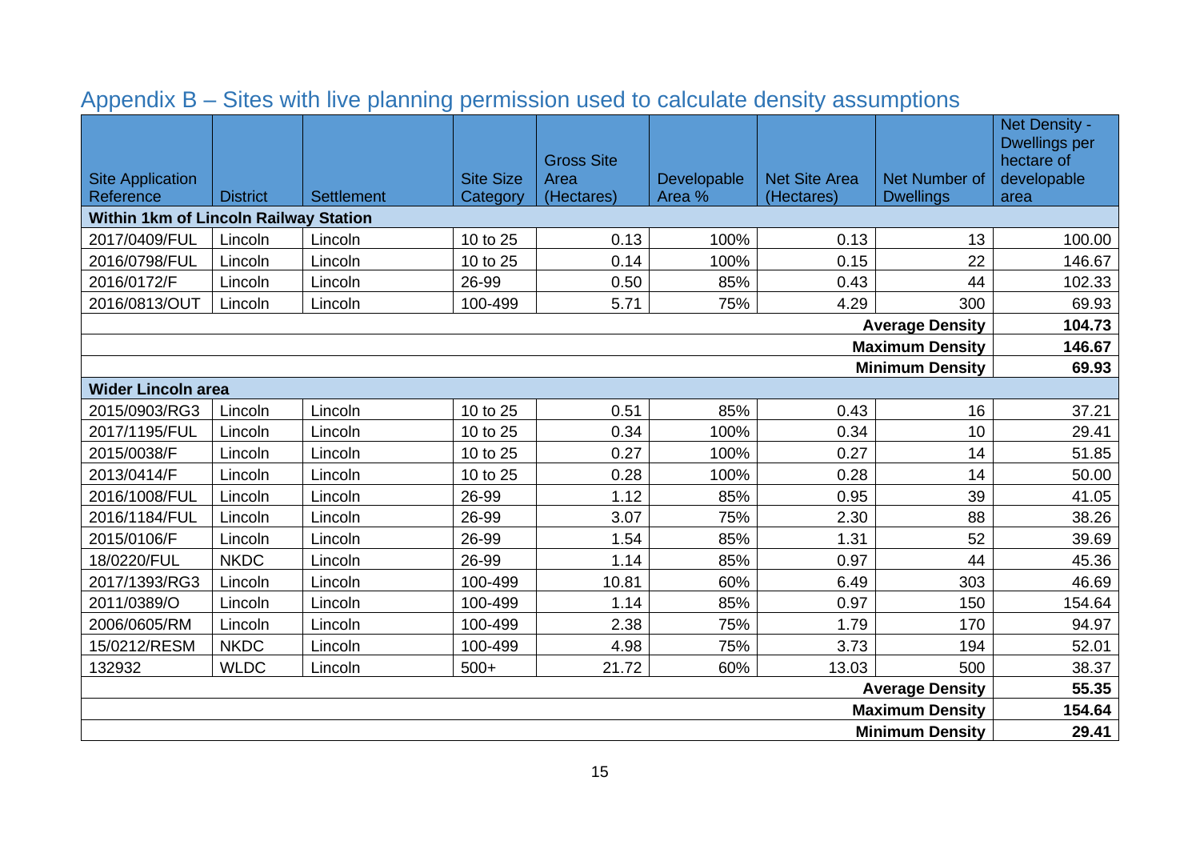## Appendix B – Sites with live planning permission used to calculate density assumptions

| Site Application Reference | District | Settlement | Site Size Category | Gross Site Area (Hectares) | Developable Area % | Net Site Area (Hectares) | Net Number of Dwellings | Net Density - Dwellings per hectare of developable area |
|---|---|---|---|---|---|---|---|---|
| **Within 1km of Lincoln Railway Station** | | | | | | | | |
| 2017/0409/FUL | Lincoln | Lincoln | 10 to 25 | 0.13 | 100% | 0.13 | 13 | 100.00 |
| 2016/0798/FUL | Lincoln | Lincoln | 10 to 25 | 0.14 | 100% | 0.15 | 22 | 146.67 |
| 2016/0172/F | Lincoln | Lincoln | 26-99 | 0.50 | 85% | 0.43 | 44 | 102.33 |
| 2016/0813/OUT | Lincoln | Lincoln | 100-499 | 5.71 | 75% | 4.29 | 300 | 69.93 |
| | | | | | | | **Average Density** | **104.73** |
| | | | | | | | **Maximum Density** | **146.67** |
| | | | | | | | **Minimum Density** | **69.93** |
| **Wider Lincoln area** | | | | | | | | |
| 2015/0903/RG3 | Lincoln | Lincoln | 10 to 25 | 0.51 | 85% | 0.43 | 16 | 37.21 |
| 2017/1195/FUL | Lincoln | Lincoln | 10 to 25 | 0.34 | 100% | 0.34 | 10 | 29.41 |
| 2015/0038/F | Lincoln | Lincoln | 10 to 25 | 0.27 | 100% | 0.27 | 14 | 51.85 |
| 2013/0414/F | Lincoln | Lincoln | 10 to 25 | 0.28 | 100% | 0.28 | 14 | 50.00 |
| 2016/1008/FUL | Lincoln | Lincoln | 26-99 | 1.12 | 85% | 0.95 | 39 | 41.05 |
| 2016/1184/FUL | Lincoln | Lincoln | 26-99 | 3.07 | 75% | 2.30 | 88 | 38.26 |
| 2015/0106/F | Lincoln | Lincoln | 26-99 | 1.54 | 85% | 1.31 | 52 | 39.69 |
| 18/0220/FUL | NKDC | Lincoln | 26-99 | 1.14 | 85% | 0.97 | 44 | 45.36 |
| 2017/1393/RG3 | Lincoln | Lincoln | 100-499 | 10.81 | 60% | 6.49 | 303 | 46.69 |
| 2011/0389/O | Lincoln | Lincoln | 100-499 | 1.14 | 85% | 0.97 | 150 | 154.64 |
| 2006/0605/RM | Lincoln | Lincoln | 100-499 | 2.38 | 75% | 1.79 | 170 | 94.97 |
| 15/0212/RESM | NKDC | Lincoln | 100-499 | 4.98 | 75% | 3.73 | 194 | 52.01 |
| 132932 | WLDC | Lincoln | 500+ | 21.72 | 60% | 13.03 | 500 | 38.37 |
| | | | | | | | **Average Density** | **55.35** |
| | | | | | | | **Maximum Density** | **154.64** |
| | | | | | | | **Minimum Density** | **29.41** |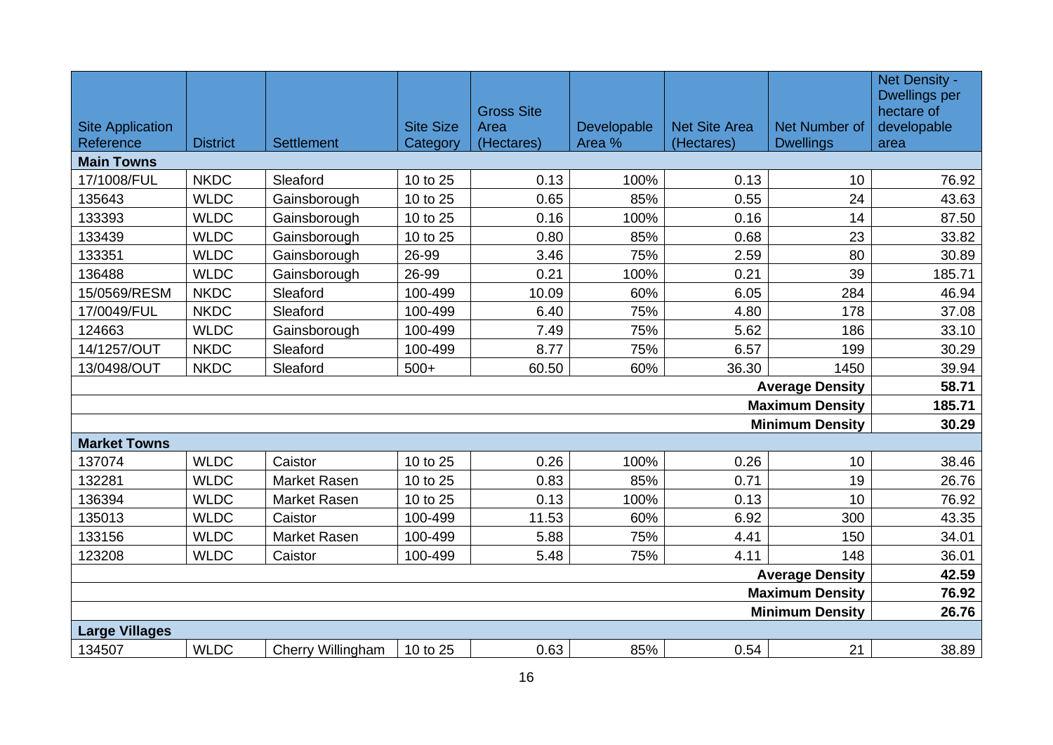| Site Application Reference | District | Settlement | Site Size Category | Gross Site Area (Hectares) | Developable Area % | Net Site Area (Hectares) | Net Number of Dwellings | Net Density - Dwellings per hectare of developable area |
|---|---|---|---|---|---|---|---|---|
| **Main Towns** | | | | | | | | |
| 17/1008/FUL | NKDC | Sleaford | 10 to 25 | 0.13 | 100% | 0.13 | 10 | 76.92 |
| 135643 | WLDC | Gainsborough | 10 to 25 | 0.65 | 85% | 0.55 | 24 | 43.63 |
| 133393 | WLDC | Gainsborough | 10 to 25 | 0.16 | 100% | 0.16 | 14 | 87.50 |
| 133439 | WLDC | Gainsborough | 10 to 25 | 0.80 | 85% | 0.68 | 23 | 33.82 |
| 133351 | WLDC | Gainsborough | 26-99 | 3.46 | 75% | 2.59 | 80 | 30.89 |
| 136488 | WLDC | Gainsborough | 26-99 | 0.21 | 100% | 0.21 | 39 | 185.71 |
| 15/0569/RESM | NKDC | Sleaford | 100-499 | 10.09 | 60% | 6.05 | 284 | 46.94 |
| 17/0049/FUL | NKDC | Sleaford | 100-499 | 6.40 | 75% | 4.80 | 178 | 37.08 |
| 124663 | WLDC | Gainsborough | 100-499 | 7.49 | 75% | 5.62 | 186 | 33.10 |
| 14/1257/OUT | NKDC | Sleaford | 100-499 | 8.77 | 75% | 6.57 | 199 | 30.29 |
| 13/0498/OUT | NKDC | Sleaford | 500+ | 60.50 | 60% | 36.30 | 1450 | 39.94 |
| | | | | | | | **Average Density** | **58.71** |
| | | | | | | | **Maximum Density** | **185.71** |
| | | | | | | | **Minimum Density** | **30.29** |
| **Market Towns** | | | | | | | | |
| 137074 | WLDC | Caistor | 10 to 25 | 0.26 | 100% | 0.26 | 10 | 38.46 |
| 132281 | WLDC | Market Rasen | 10 to 25 | 0.83 | 85% | 0.71 | 19 | 26.76 |
| 136394 | WLDC | Market Rasen | 10 to 25 | 0.13 | 100% | 0.13 | 10 | 76.92 |
| 135013 | WLDC | Caistor | 100-499 | 11.53 | 60% | 6.92 | 300 | 43.35 |
| 133156 | WLDC | Market Rasen | 100-499 | 5.88 | 75% | 4.41 | 150 | 34.01 |
| 123208 | WLDC | Caistor | 100-499 | 5.48 | 75% | 4.11 | 148 | 36.01 |
| | | | | | | | **Average Density** | **42.59** |
| | | | | | | | **Maximum Density** | **76.92** |
| | | | | | | | **Minimum Density** | **26.76** |
| **Large Villages** | | | | | | | | |
| 134507 | WLDC | Cherry Willingham | 10 to 25 | 0.63 | 85% | 0.54 | 21 | 38.89 |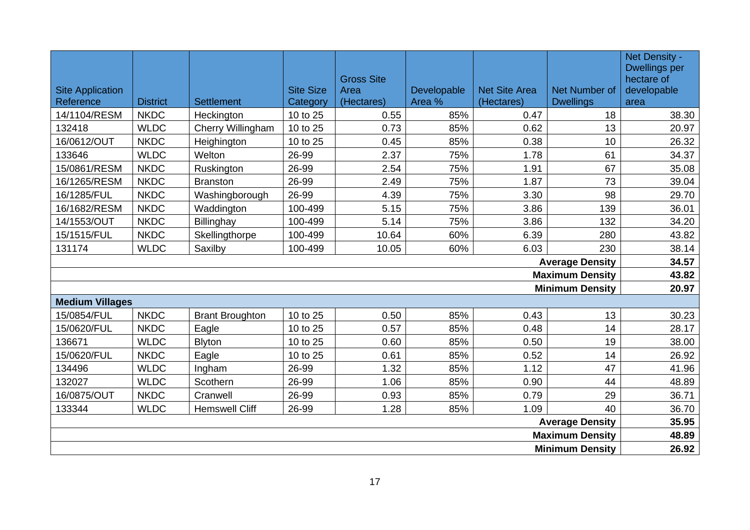| Site Application Reference | District | Settlement | Site Size Category | Gross Site Area (Hectares) | Developable Area % | Net Site Area (Hectares) | Net Number of Dwellings | Net Density - Dwellings per hectare of developable area |
|---|---|---|---|---|---|---|---|---|
| 14/1104/RESM | NKDC | Heckington | 10 to 25 | 0.55 | 85% | 0.47 | 18 | 38.30 |
| 132418 | WLDC | Cherry Willingham | 10 to 25 | 0.73 | 85% | 0.62 | 13 | 20.97 |
| 16/0612/OUT | NKDC | Heighington | 10 to 25 | 0.45 | 85% | 0.38 | 10 | 26.32 |
| 133646 | WLDC | Welton | 26-99 | 2.37 | 75% | 1.78 | 61 | 34.37 |
| 15/0861/RESM | NKDC | Ruskington | 26-99 | 2.54 | 75% | 1.91 | 67 | 35.08 |
| 16/1265/RESM | NKDC | Branston | 26-99 | 2.49 | 75% | 1.87 | 73 | 39.04 |
| 16/1285/FUL | NKDC | Washingborough | 26-99 | 4.39 | 75% | 3.30 | 98 | 29.70 |
| 16/1682/RESM | NKDC | Waddington | 100-499 | 5.15 | 75% | 3.86 | 139 | 36.01 |
| 14/1553/OUT | NKDC | Billinghay | 100-499 | 5.14 | 75% | 3.86 | 132 | 34.20 |
| 15/1515/FUL | NKDC | Skellingthorpe | 100-499 | 10.64 | 60% | 6.39 | 280 | 43.82 |
| 131174 | WLDC | Saxilby | 100-499 | 10.05 | 60% | 6.03 | 230 | 38.14 |
| | | | | | | | **Average Density** | **34.57** |
| | | | | | | | **Maximum Density** | **43.82** |
| | | | | | | | **Minimum Density** | **20.97** |
| **Medium Villages** | | | | | | | | |
| 15/0854/FUL | NKDC | Brant Broughton | 10 to 25 | 0.50 | 85% | 0.43 | 13 | 30.23 |
| 15/0620/FUL | NKDC | Eagle | 10 to 25 | 0.57 | 85% | 0.48 | 14 | 28.17 |
| 136671 | WLDC | Blyton | 10 to 25 | 0.60 | 85% | 0.50 | 19 | 38.00 |
| 15/0620/FUL | NKDC | Eagle | 10 to 25 | 0.61 | 85% | 0.52 | 14 | 26.92 |
| 134496 | WLDC | Ingham | 26-99 | 1.32 | 85% | 1.12 | 47 | 41.96 |
| 132027 | WLDC | Scothern | 26-99 | 1.06 | 85% | 0.90 | 44 | 48.89 |
| 16/0875/OUT | NKDC | Cranwell | 26-99 | 0.93 | 85% | 0.79 | 29 | 36.71 |
| 133344 | WLDC | Hemswell Cliff | 26-99 | 1.28 | 85% | 1.09 | 40 | 36.70 |
| | | | | | | | **Average Density** | **35.95** |
| | | | | | | | **Maximum Density** | **48.89** |
| | | | | | | | **Minimum Density** | **26.92** |